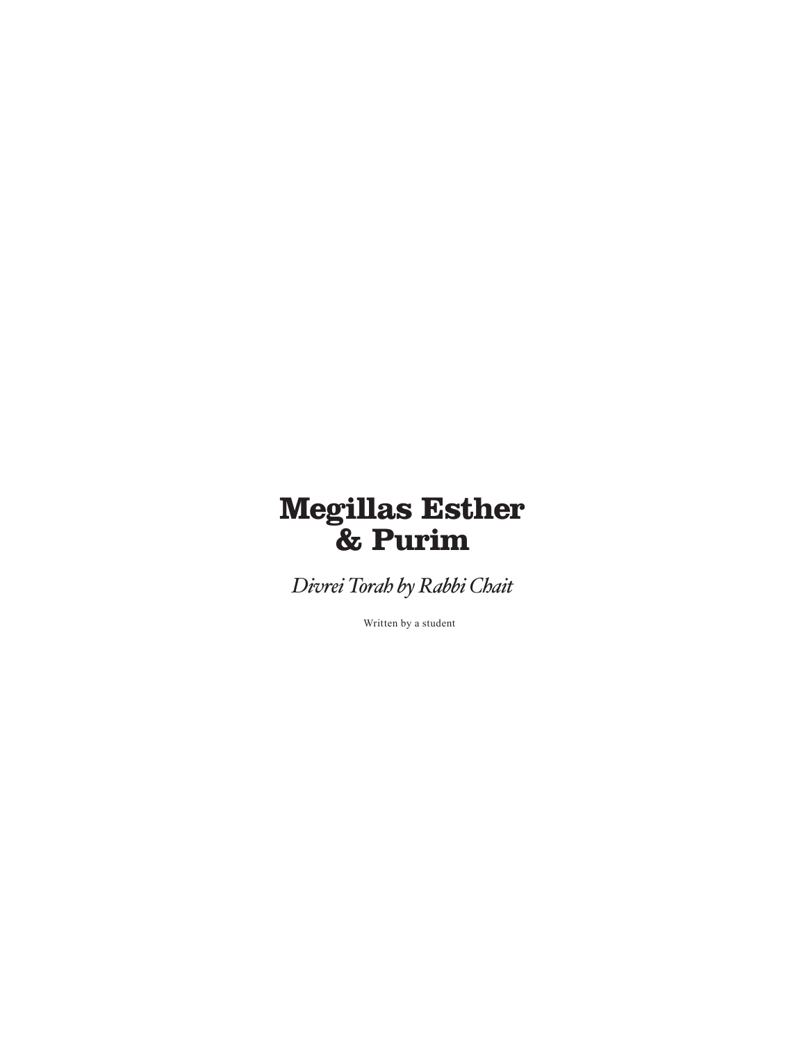# Megillas Esther & Purim

*Divrei Torah by Rabbi Chait*

Written by a student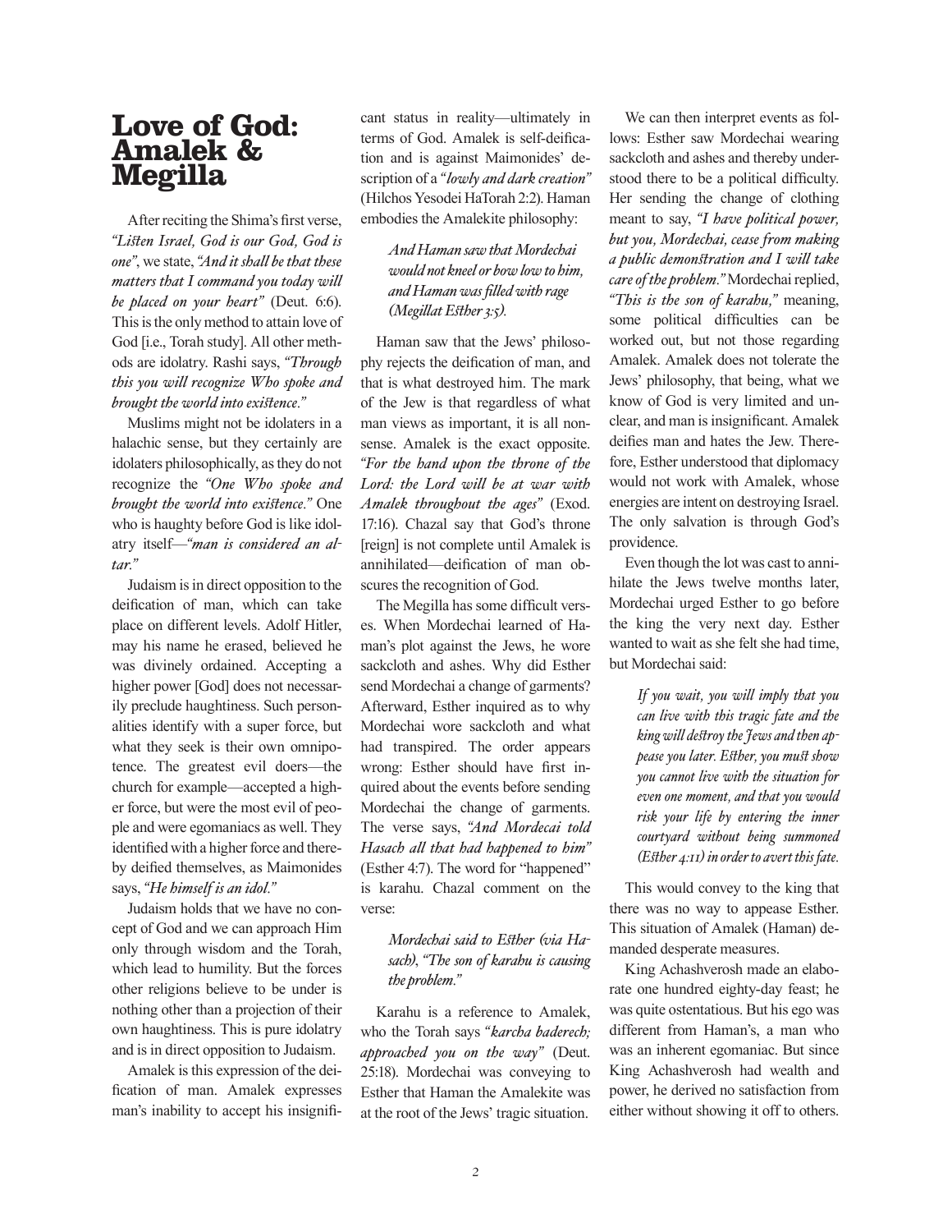# Love of God: Amalek & Megilla

After reciting the Shima's first verse, *"Listen Israel, God is our God, God is one"*, we state, *"And it shall be that these matters that I command you today will be placed on your heart"* (Deut. 6:6). This is the only method to attain love of God [i.e., Torah study]. All other methods are idolatry. Rashi says, *"Through this you will recognize Who spoke and brought the world into existence."*

Muslims might not be idolaters in a halachic sense, but they certainly are idolaters philosophically, as they do not recognize the *"One Who spoke and brought the world into existence."* One who is haughty before God is like idolatry itself—*"man is considered an altar."*

Judaism is in direct opposition to the deification of man, which can take place on different levels. Adolf Hitler, may his name he erased, believed he was divinely ordained. Accepting a higher power [God] does not necessarily preclude haughtiness. Such personalities identify with a super force, but what they seek is their own omnipotence. The greatest evil doers—the church for example—accepted a higher force, but were the most evil of people and were egomaniacs as well. They identified with a higher force and thereby deified themselves, as Maimonides says, *"He himself is an idol."*

Judaism holds that we have no concept of God and we can approach Him only through wisdom and the Torah, which lead to humility. But the forces other religions believe to be under is nothing other than a projection of their own haughtiness. This is pure idolatry and is in direct opposition to Judaism.

Amalek is this expression of the deification of man. Amalek expresses man's inability to accept his insignificant status in reality—ultimately in terms of God. Amalek is self-deification and is against Maimonides' description of a *"lowly and dark creation"* (Hilchos Yesodei HaTorah 2:2). Haman embodies the Amalekite philosophy:

> *And Haman saw that Mordechai would not kneel or bow low to him, and Haman was filled with rage (Megillat Esther 3:5).*

Haman saw that the Jews' philosophy rejects the deification of man, and that is what destroyed him. The mark of the Jew is that regardless of what man views as important, it is all nonsense. Amalek is the exact opposite. *"For the hand upon the throne of the Lord: the Lord will be at war with Amalek throughout the ages"* (Exod. 17:16). Chazal say that God's throne [reign] is not complete until Amalek is annihilated—deification of man obscures the recognition of God.

The Megilla has some difficult verses. When Mordechai learned of Haman's plot against the Jews, he wore sackcloth and ashes. Why did Esther send Mordechai a change of garments? Afterward, Esther inquired as to why Mordechai wore sackcloth and what had transpired. The order appears wrong: Esther should have first inquired about the events before sending Mordechai the change of garments. The verse says, *"And Mordecai told Hasach all that had happened to him"* (Esther 4:7). The word for "happened" is karahu. Chazal comment on the verse:

> *Mordechai said to Esther (via Hasach), "The son of karahu is causing the problem."*

Karahu is a reference to Amalek, who the Torah says *"karcha baderech; approached you on the way"* (Deut. 25:18). Mordechai was conveying to Esther that Haman the Amalekite was at the root of the Jews' tragic situation.

We can then interpret events as follows: Esther saw Mordechai wearing sackcloth and ashes and thereby understood there to be a political difficulty. Her sending the change of clothing meant to say, *"I have political power, but you, Mordechai, cease from making a public demonstration and I will take care of the problem."* Mordechai replied, *"This is the son of karahu,"* meaning, some political difficulties can be worked out, but not those regarding Amalek. Amalek does not tolerate the Jews' philosophy, that being, what we know of God is very limited and unclear, and man is insignificant. Amalek deifies man and hates the Jew. Therefore, Esther understood that diplomacy would not work with Amalek, whose energies are intent on destroying Israel. The only salvation is through God's providence.

Even though the lot was cast to annihilate the Jews twelve months later, Mordechai urged Esther to go before the king the very next day. Esther wanted to wait as she felt she had time, but Mordechai said:

> *If you wait, you will imply that you can live with this tragic fate and the king will destroy the Jews and then appease you later. Esther, you must show you cannot live with the situation for even one moment, and that you would risk your life by entering the inner courtyard without being summoned (Esther 4:11) in order to avert this fate.*

This would convey to the king that there was no way to appease Esther. This situation of Amalek (Haman) demanded desperate measures.

King Achashverosh made an elaborate one hundred eighty-day feast; he was quite ostentatious. But his ego was different from Haman's, a man who was an inherent egomaniac. But since King Achashverosh had wealth and power, he derived no satisfaction from either without showing it off to others.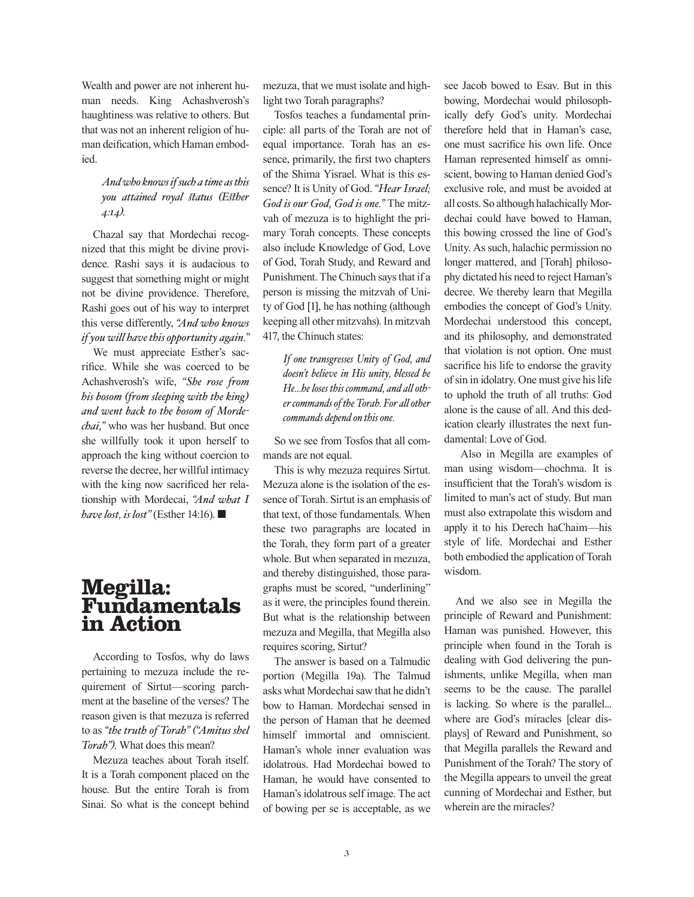Wealth and power are not inherent human needs. King Achashverosh's haughtiness was relative to others. But that was not an inherent religion of human deification, which Haman embodied.

> *And who knows if such a time as this you attained royal status (Esther 4:14).*

Chazal say that Mordechai recognized that this might be divine providence. Rashi says it is audacious to suggest that something might or might not be divine providence. Therefore, Rashi goes out of his way to interpret this verse differently, *"And who knows if you will have this opportunity again."*

We must appreciate Esther's sacrifice. While she was coerced to be Achashverosh's wife, *"She rose from his bosom (from sleeping with the king) and went back to the bosom of Mordechai,"* who was her husband. But once she willfully took it upon herself to approach the king without coercion to reverse the decree, her willful intimacy with the king now sacrificed her relationship with Mordecai, *"And what I have lost, is lost"* (Esther 14:16). ■

# Megilla: Fundamentals in Action

According to Tosfos, why do laws pertaining to mezuza include the requirement of Sirtut—scoring parchment at the baseline of the verses? The reason given is that mezuza is referred to as *"the truth of Torah" ("Amitus shel Torah").* What does this mean?

Mezuza teaches about Torah itself. It is a Torah component placed on the house. But the entire Torah is from Sinai. So what is the concept behind mezuza, that we must isolate and highlight two Torah paragraphs?

Tosfos teaches a fundamental principle: all parts of the Torah are not of equal importance. Torah has an essence, primarily, the first two chapters of the Shima Yisrael. What is this essence? It is Unity of God. *"Hear Israel; God is our God, God is one."* The mitzvah of mezuza is to highlight the primary Torah concepts. These concepts also include Knowledge of God, Love of God, Torah Study, and Reward and Punishment. The Chinuch says that if a person is missing the mitzvah of Unity of God [1], he has nothing (although keeping all other mitzvahs). In mitzvah 417, the Chinuch states:

> *If one transgresses Unity of God, and doesn't believe in His unity, blessed be He...he loses this command, and all other commands of the Torah. For all other commands depend on this one.*

So we see from Tosfos that all commands are not equal.

This is why mezuza requires Sirtut. Mezuza alone is the isolation of the essence of Torah. Sirtut is an emphasis of that text, of those fundamentals. When these two paragraphs are located in the Torah, they form part of a greater whole. But when separated in mezuza, and thereby distinguished, those paragraphs must be scored, "underlining" as it were, the principles found therein. But what is the relationship between mezuza and Megilla, that Megilla also requires scoring, Sirtut?

The answer is based on a Talmudic portion (Megilla 19a). The Talmud asks what Mordechai saw that he didn't bow to Haman. Mordechai sensed in the person of Haman that he deemed himself immortal and omniscient. Haman's whole inner evaluation was idolatrous. Had Mordechai bowed to Haman, he would have consented to Haman's idolatrous self image. The act of bowing per se is acceptable, as we see Jacob bowed to Esav. But in this bowing, Mordechai would philosophically defy God's unity. Mordechai therefore held that in Haman's case, one must sacrifice his own life. Once Haman represented himself as omniscient, bowing to Haman denied God's exclusive role, and must be avoided at all costs. So although halachically Mordechai could have bowed to Haman, this bowing crossed the line of God's Unity. As such, halachic permission no longer mattered, and [Torah] philosophy dictated his need to reject Haman's decree. We thereby learn that Megilla embodies the concept of God's Unity. Mordechai understood this concept, and its philosophy, and demonstrated that violation is not option. One must sacrifice his life to endorse the gravity of sin in idolatry. One must give his life to uphold the truth of all truths: God alone is the cause of all. And this dedication clearly illustrates the next fundamental: Love of God.

Also in Megilla are examples of man using wisdom—chochma. It is insufficient that the Torah's wisdom is limited to man's act of study. But man must also extrapolate this wisdom and apply it to his Derech haChaim—his style of life. Mordechai and Esther both embodied the application of Torah wisdom.

And we also see in Megilla the principle of Reward and Punishment: Haman was punished. However, this principle when found in the Torah is dealing with God delivering the punishments, unlike Megilla, when man seems to be the cause. The parallel is lacking. So where is the parallel... where are God's miracles [clear displays] of Reward and Punishment, so that Megilla parallels the Reward and Punishment of the Torah? The story of the Megilla appears to unveil the great cunning of Mordechai and Esther, but wherein are the miracles?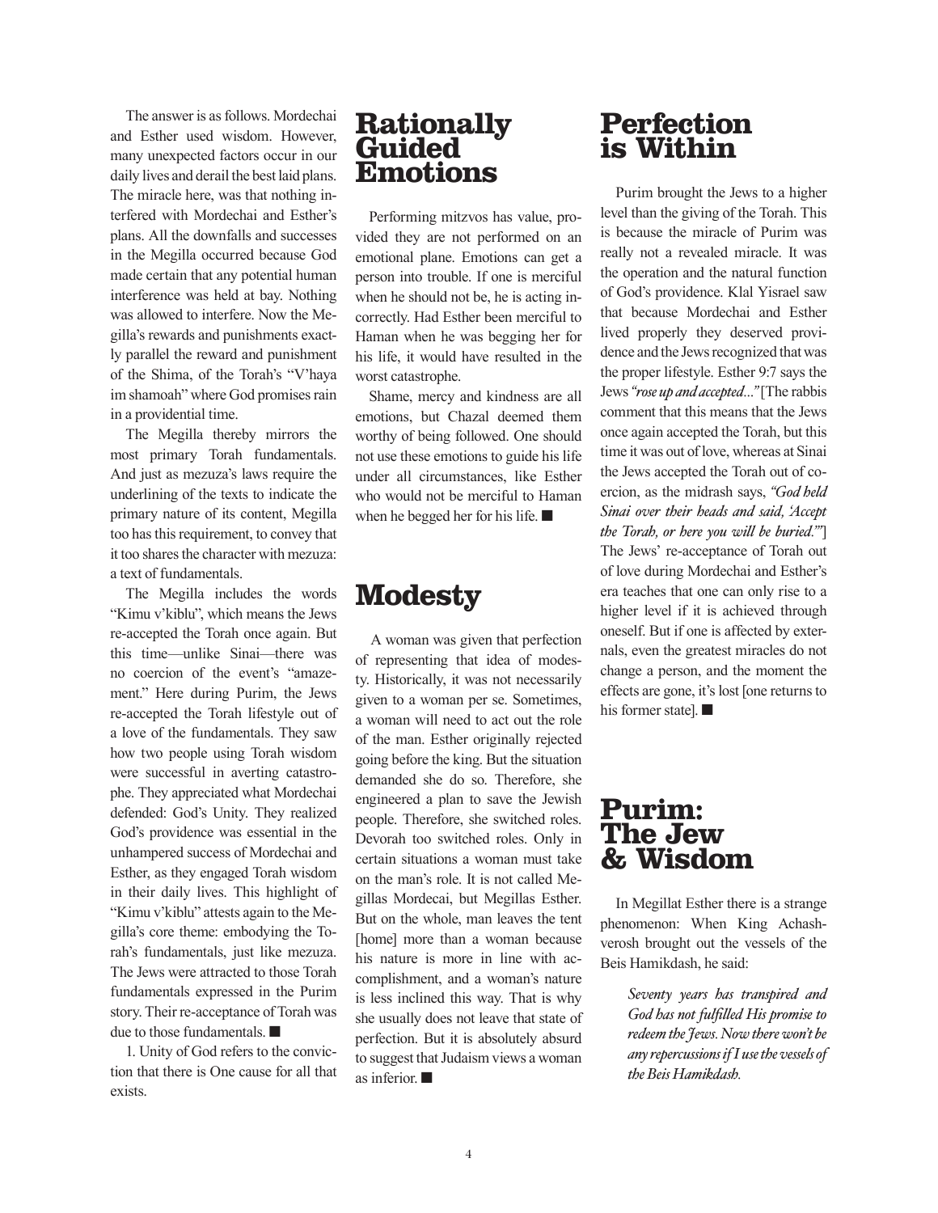The answer is as follows. Mordechai and Esther used wisdom. However, many unexpected factors occur in our daily lives and derail the best laid plans. The miracle here, was that nothing interfered with Mordechai and Esther's plans. All the downfalls and successes in the Megilla occurred because God made certain that any potential human interference was held at bay. Nothing was allowed to interfere. Now the Megilla's rewards and punishments exactly parallel the reward and punishment of the Shima, of the Torah's "V'haya im shamoah" where God promises rain in a providential time.

The Megilla thereby mirrors the most primary Torah fundamentals. And just as mezuza's laws require the underlining of the texts to indicate the primary nature of its content, Megilla too has this requirement, to convey that it too shares the character with mezuza: a text of fundamentals.

The Megilla includes the words "Kimu v'kiblu", which means the Jews re-accepted the Torah once again. But this time—unlike Sinai—there was no coercion of the event's "amazement." Here during Purim, the Jews re-accepted the Torah lifestyle out of a love of the fundamentals. They saw how two people using Torah wisdom were successful in averting catastrophe. They appreciated what Mordechai defended: God's Unity. They realized God's providence was essential in the unhampered success of Mordechai and Esther, as they engaged Torah wisdom in their daily lives. This highlight of "Kimu v'kiblu" attests again to the Megilla's core theme: embodying the Torah's fundamentals, just like mezuza. The Jews were attracted to those Torah fundamentals expressed in the Purim story. Their re-acceptance of Torah was due to those fundamentals. ■

1. Unity of God refers to the conviction that there is One cause for all that exists.

## Rationally Guided Emotions

Performing mitzvos has value, provided they are not performed on an emotional plane. Emotions can get a person into trouble. If one is merciful when he should not be, he is acting incorrectly. Had Esther been merciful to Haman when he was begging her for his life, it would have resulted in the worst catastrophe.

Shame, mercy and kindness are all emotions, but Chazal deemed them worthy of being followed. One should not use these emotions to guide his life under all circumstances, like Esther who would not be merciful to Haman when he begged her for his life. ■

## Modesty

A woman was given that perfection of representing that idea of modesty. Historically, it was not necessarily given to a woman per se. Sometimes, a woman will need to act out the role of the man. Esther originally rejected going before the king. But the situation demanded she do so. Therefore, she engineered a plan to save the Jewish people. Therefore, she switched roles. Devorah too switched roles. Only in certain situations a woman must take on the man's role. It is not called Megillas Mordecai, but Megillas Esther. But on the whole, man leaves the tent [home] more than a woman because his nature is more in line with accomplishment, and a woman's nature is less inclined this way. That is why she usually does not leave that state of perfection. But it is absolutely absurd to suggest that Judaism views a woman as inferior. ■

## Perfection is Within

Purim brought the Jews to a higher level than the giving of the Torah. This is because the miracle of Purim was really not a revealed miracle. It was the operation and the natural function of God's providence. Klal Yisrael saw that because Mordechai and Esther lived properly they deserved providence and the Jews recognized that was the proper lifestyle. Esther 9:7 says the Jews *"rose up and accepted..."* [The rabbis comment that this means that the Jews once again accepted the Torah, but this time it was out of love, whereas at Sinai the Jews accepted the Torah out of coercion, as the midrash says, *"God held Sinai over their heads and said, 'Accept the Torah, or here you will be buried.'"*] The Jews' re-acceptance of Torah out of love during Mordechai and Esther's era teaches that one can only rise to a higher level if it is achieved through oneself. But if one is affected by externals, even the greatest miracles do not change a person, and the moment the effects are gone, it's lost [one returns to his former state]. ■

## Purim: The Jew & Wisdom

In Megillat Esther there is a strange phenomenon: When King Achashverosh brought out the vessels of the Beis Hamikdash, he said:

> *Seventy years has transpired and God has not fulfilled His promise to redeem the Jews. Now there won't be any repercussions if I use the vessels of the Beis Hamikdash.*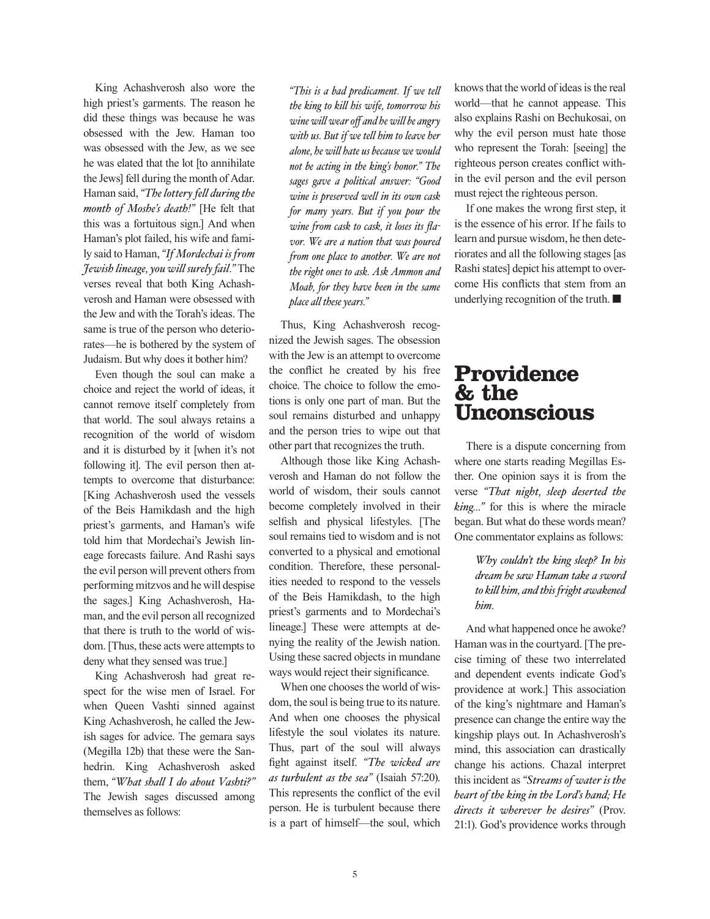King Achashverosh also wore the high priest's garments. The reason he did these things was because he was obsessed with the Jew. Haman too was obsessed with the Jew, as we see he was elated that the lot [to annihilate the Jews] fell during the month of Adar. Haman said, *"The lottery fell during the month of Moshe's death!"* [He felt that this was a fortuitous sign.] And when Haman's plot failed, his wife and family said to Haman, *"If Mordechai is from Jewish lineage, you will surely fail."* The verses reveal that both King Achashverosh and Haman were obsessed with the Jew and with the Torah's ideas. The same is true of the person who deteriorates—he is bothered by the system of Judaism. But why does it bother him?

Even though the soul can make a choice and reject the world of ideas, it cannot remove itself completely from that world. The soul always retains a recognition of the world of wisdom and it is disturbed by it [when it's not following it]. The evil person then attempts to overcome that disturbance: [King Achashverosh used the vessels of the Beis Hamikdash and the high priest's garments, and Haman's wife told him that Mordechai's Jewish lineage forecasts failure. And Rashi says the evil person will prevent others from performing mitzvos and he will despise the sages.] King Achashverosh, Haman, and the evil person all recognized that there is truth to the world of wisdom. [Thus, these acts were attempts to deny what they sensed was true.]

King Achashverosh had great respect for the wise men of Israel. For when Queen Vashti sinned against King Achashverosh, he called the Jewish sages for advice. The gemara says (Megilla 12b) that these were the Sanhedrin. King Achashverosh asked them, *"What shall I do about Vashti?"* The Jewish sages discussed among themselves as follows:

> *"This is a bad predicament. If we tell the king to kill his wife, tomorrow his wine will wear off and he will be angry with us. But if we tell him to leave her alone, he will hate us because we would not be acting in the king's honor." The sages gave a political answer: "Good wine is preserved well in its own cask for many years. But if you pour the wine from cask to cask, it loses its flavor. We are a nation that was poured from one place to another. We are not the right ones to ask. Ask Ammon and Moab, for they have been in the same place all these years."*

Thus, King Achashverosh recognized the Jewish sages. The obsession with the Jew is an attempt to overcome the conflict he created by his free choice. The choice to follow the emotions is only one part of man. But the soul remains disturbed and unhappy and the person tries to wipe out that other part that recognizes the truth.

Although those like King Achashverosh and Haman do not follow the world of wisdom, their souls cannot become completely involved in their selfish and physical lifestyles. [The soul remains tied to wisdom and is not converted to a physical and emotional condition. Therefore, these personalities needed to respond to the vessels of the Beis Hamikdash, to the high priest's garments and to Mordechai's lineage.] These were attempts at denying the reality of the Jewish nation. Using these sacred objects in mundane ways would reject their significance.

When one chooses the world of wisdom, the soul is being true to its nature. And when one chooses the physical lifestyle the soul violates its nature. Thus, part of the soul will always fight against itself. *"The wicked are as turbulent as the sea"* (Isaiah 57:20). This represents the conflict of the evil person. He is turbulent because there is a part of himself—the soul, which knows that the world of ideas is the real world—that he cannot appease. This also explains Rashi on Bechukosai, on why the evil person must hate those who represent the Torah: [seeing] the righteous person creates conflict within the evil person and the evil person must reject the righteous person.

If one makes the wrong first step, it is the essence of his error. If he fails to learn and pursue wisdom, he then deteriorates and all the following stages [as Rashi states] depict his attempt to overcome His conflicts that stem from an underlying recognition of the truth. ■

## Providence & the Unconscious

There is a dispute concerning from where one starts reading Megillas Esther. One opinion says it is from the verse *"That night, sleep deserted the king..."* for this is where the miracle began. But what do these words mean? One commentator explains as follows:

> *Why couldn't the king sleep? In his dream he saw Haman take a sword to kill him, and this fright awakened him.*

And what happened once he awoke? Haman was in the courtyard. [The precise timing of these two interrelated and dependent events indicate God's providence at work.] This association of the king's nightmare and Haman's presence can change the entire way the kingship plays out. In Achashverosh's mind, this association can drastically change his actions. Chazal interpret this incident as *"Streams of water is the heart of the king in the Lord's hand; He directs it wherever he desires"* (Prov. 21:1). God's providence works through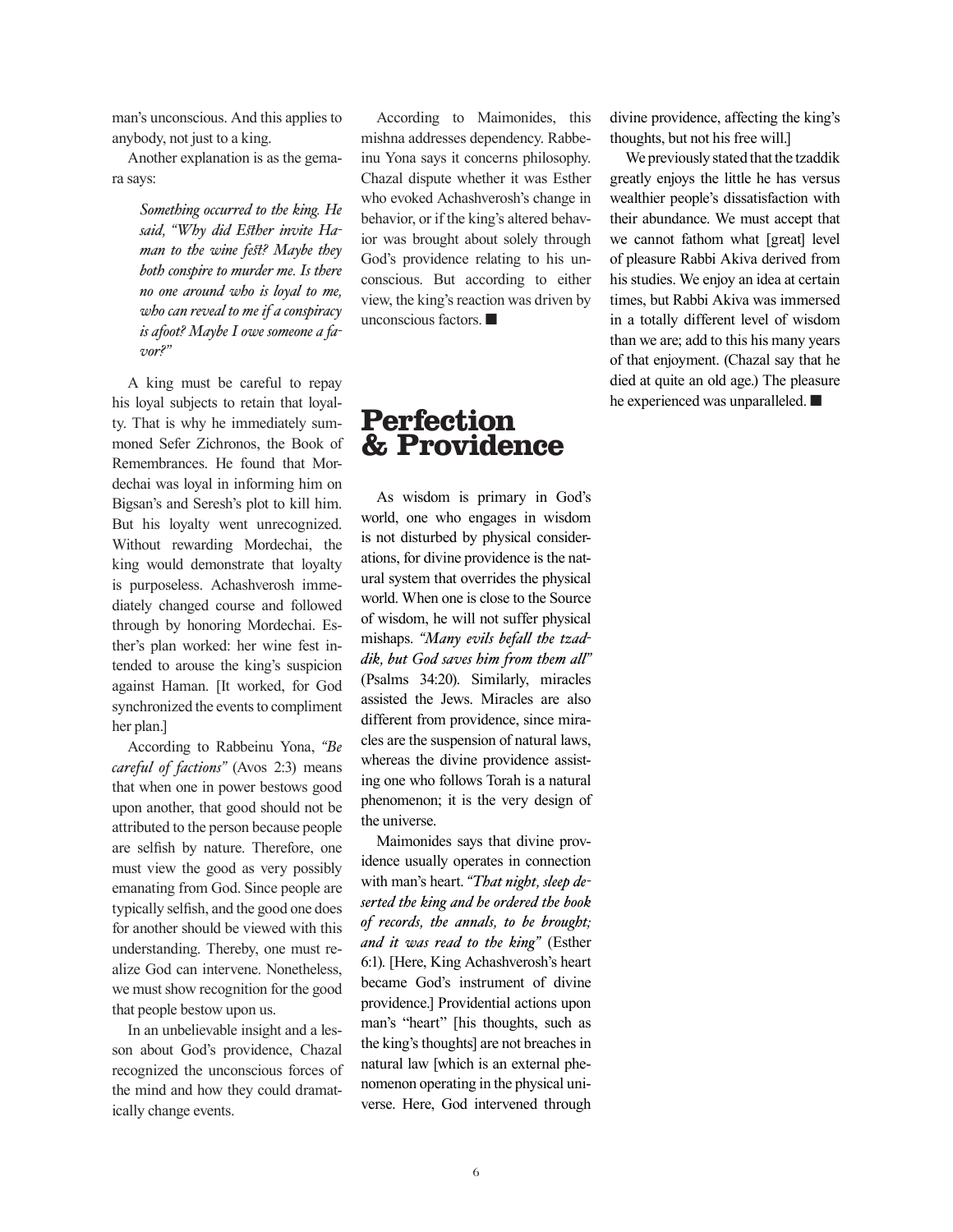man's unconscious. And this applies to anybody, not just to a king.

Another explanation is as the gemara says:

> *Something occurred to the king. He said, "Why did Esther invite Haman to the wine fest? Maybe they both conspire to murder me. Is there no one around who is loyal to me, who can reveal to me if a conspiracy is afoot? Maybe I owe someone a favor?"*

A king must be careful to repay his loyal subjects to retain that loyalty. That is why he immediately summoned Sefer Zichronos, the Book of Remembrances. He found that Mordechai was loyal in informing him on Bigsan's and Seresh's plot to kill him. But his loyalty went unrecognized. Without rewarding Mordechai, the king would demonstrate that loyalty is purposeless. Achashverosh immediately changed course and followed through by honoring Mordechai. Esther's plan worked: her wine fest intended to arouse the king's suspicion against Haman. [It worked, for God synchronized the events to compliment her plan.]

According to Rabbeinu Yona, *"Be careful of factions"* (Avos 2:3) means that when one in power bestows good upon another, that good should not be attributed to the person because people are selfish by nature. Therefore, one must view the good as very possibly emanating from God. Since people are typically selfish, and the good one does for another should be viewed with this understanding. Thereby, one must realize God can intervene. Nonetheless, we must show recognition for the good that people bestow upon us.

In an unbelievable insight and a lesson about God's providence, Chazal recognized the unconscious forces of the mind and how they could dramatically change events.

According to Maimonides, this mishna addresses dependency. Rabbeinu Yona says it concerns philosophy. Chazal dispute whether it was Esther who evoked Achashverosh's change in behavior, or if the king's altered behavior was brought about solely through God's providence relating to his unconscious. But according to either view, the king's reaction was driven by unconscious factors. ■

# Perfection & Providence

As wisdom is primary in God's world, one who engages in wisdom is not disturbed by physical considerations, for divine providence is the natural system that overrides the physical world. When one is close to the Source of wisdom, he will not suffer physical mishaps. *"Many evils befall the tzaddik, but God saves him from them all"* (Psalms 34:20). Similarly, miracles assisted the Jews. Miracles are also different from providence, since miracles are the suspension of natural laws, whereas the divine providence assisting one who follows Torah is a natural phenomenon; it is the very design of the universe.

Maimonides says that divine providence usually operates in connection with man's heart. *"That night, sleep deserted the king and he ordered the book of records, the annals, to be brought; and it was read to the king"* (Esther 6:1). [Here, King Achashverosh's heart became God's instrument of divine providence.] Providential actions upon man's "heart" [his thoughts, such as the king's thoughts] are not breaches in natural law [which is an external phenomenon operating in the physical universe. Here, God intervened through divine providence, affecting the king's thoughts, but not his free will.]

We previously stated that the tzaddik greatly enjoys the little he has versus wealthier people's dissatisfaction with their abundance. We must accept that we cannot fathom what [great] level of pleasure Rabbi Akiva derived from his studies. We enjoy an idea at certain times, but Rabbi Akiva was immersed in a totally different level of wisdom than we are; add to this his many years of that enjoyment. (Chazal say that he died at quite an old age.) The pleasure he experienced was unparalleled. ■